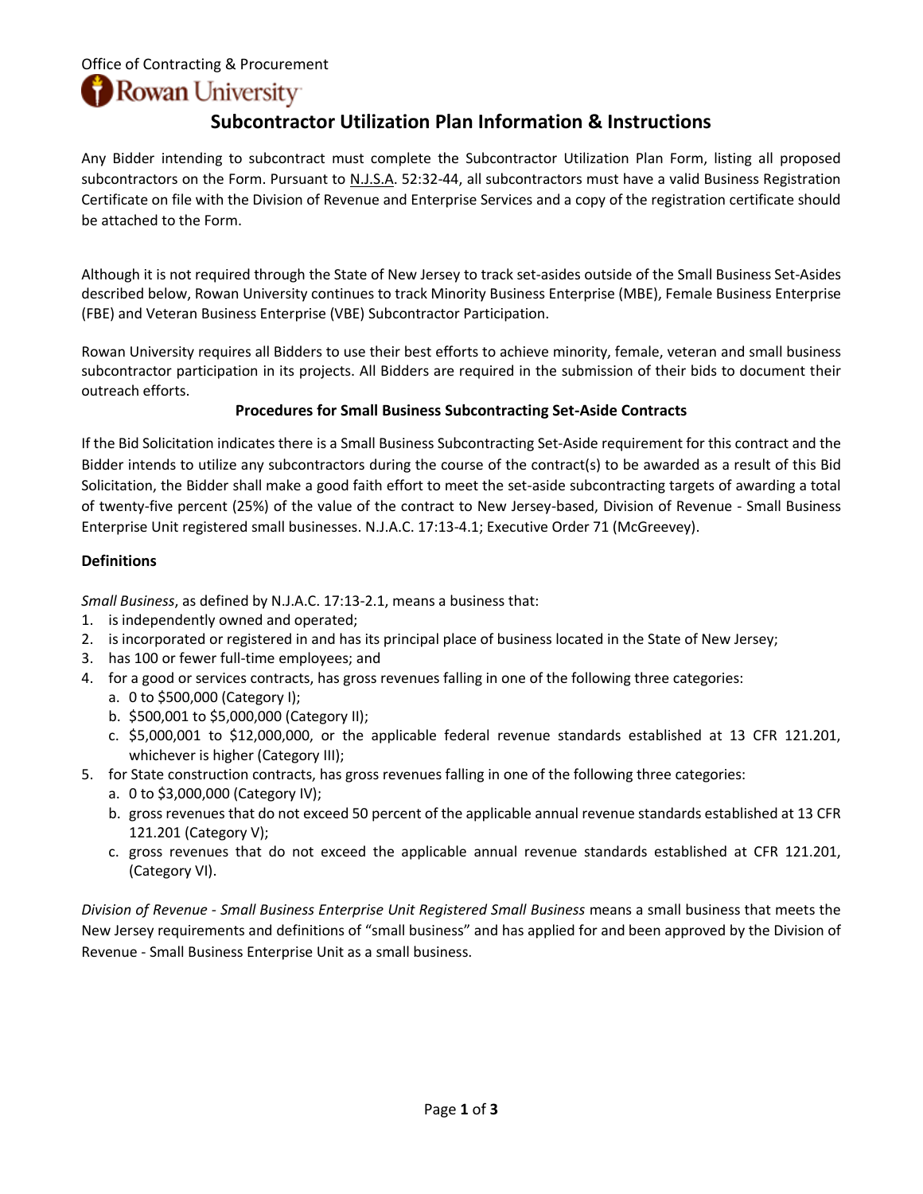Office of Contracting & Procurement

Rowan University

# Subcontractor Utilization Plan Information & Instructions

Any Bidder intending to subcontract must complete the Subcontractor Utilization Plan Form, listing all proposed subcontractors on the Form. Pursuant to N.J.S.A. 52:32-44, all subcontractors must have a valid Business Registration Certificate on file with the Division of Revenue and Enterprise Services and a copy of the registration certificate should be attached to the Form.

Although it is not required through the State of New Jersey to track set-asides outside of the Small Business Set-Asides described below, Rowan University continues to track Minority Business Enterprise (MBE), Female Business Enterprise (FBE) and Veteran Business Enterprise (VBE) Subcontractor Participation.

Rowan University requires all Bidders to use their best efforts to achieve minority, female, veteran and small business subcontractor participation in its projects. All Bidders are required in the submission of their bids to document their outreach efforts.

## Procedures for Small Business Subcontracting Set-Aside Contracts

If the Bid Solicitation indicates there is a Small Business Subcontracting Set-Aside requirement for this contract and the Bidder intends to utilize any subcontractors during the course of the contract(s) to be awarded as a result of this Bid Solicitation, the Bidder shall make a good faith effort to meet the set-aside subcontracting targets of awarding a total of twenty-five percent (25%) of the value of the contract to New Jersey-based, Division of Revenue - Small Business Enterprise Unit registered small businesses. N.J.A.C. 17:13-4.1; Executive Order 71 (McGreevey).

### Definitions

*Small Business*, as defined by N.J.A.C. 17:13-2.1, means a business that:

1. is independently owned and operated;
2. is incorporated or registered in and has its principal place of business located in the State of New Jersey;
3. has 100 or fewer full-time employees; and
4. for a good or services contracts, has gross revenues falling in one of the following three categories:
   a. 0 to $500,000 (Category I);
   b. $500,001 to $5,000,000 (Category II);
   c. $5,000,001 to $12,000,000, or the applicable federal revenue standards established at 13 CFR 121.201, whichever is higher (Category III);
5. for State construction contracts, has gross revenues falling in one of the following three categories:
   a. 0 to $3,000,000 (Category IV);
   b. gross revenues that do not exceed 50 percent of the applicable annual revenue standards established at 13 CFR 121.201 (Category V);
   c. gross revenues that do not exceed the applicable annual revenue standards established at CFR 121.201, (Category VI).

*Division of Revenue - Small Business Enterprise Unit Registered Small Business* means a small business that meets the New Jersey requirements and definitions of "small business" and has applied for and been approved by the Division of Revenue - Small Business Enterprise Unit as a small business.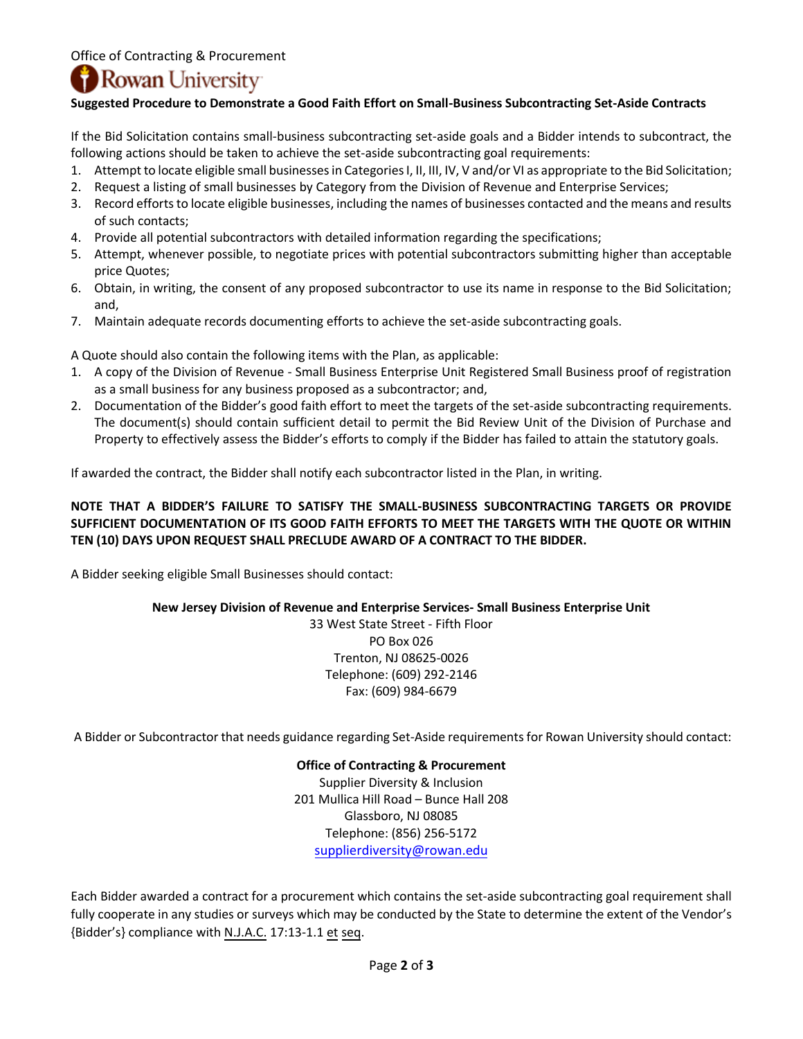Office of Contracting & Procurement

Rowan University

**Suggested Procedure to Demonstrate a Good Faith Effort on Small-Business Subcontracting Set-Aside Contracts**

If the Bid Solicitation contains small-business subcontracting set-aside goals and a Bidder intends to subcontract, the following actions should be taken to achieve the set-aside subcontracting goal requirements:

1. Attempt to locate eligible small businesses in Categories I, II, III, IV, V and/or VI as appropriate to the Bid Solicitation;
2. Request a listing of small businesses by Category from the Division of Revenue and Enterprise Services;
3. Record efforts to locate eligible businesses, including the names of businesses contacted and the means and results of such contacts;
4. Provide all potential subcontractors with detailed information regarding the specifications;
5. Attempt, whenever possible, to negotiate prices with potential subcontractors submitting higher than acceptable price Quotes;
6. Obtain, in writing, the consent of any proposed subcontractor to use its name in response to the Bid Solicitation; and,
7. Maintain adequate records documenting efforts to achieve the set-aside subcontracting goals.

A Quote should also contain the following items with the Plan, as applicable:

1. A copy of the Division of Revenue - Small Business Enterprise Unit Registered Small Business proof of registration as a small business for any business proposed as a subcontractor; and,
2. Documentation of the Bidder's good faith effort to meet the targets of the set-aside subcontracting requirements. The document(s) should contain sufficient detail to permit the Bid Review Unit of the Division of Purchase and Property to effectively assess the Bidder's efforts to comply if the Bidder has failed to attain the statutory goals.

If awarded the contract, the Bidder shall notify each subcontractor listed in the Plan, in writing.

**NOTE THAT A BIDDER'S FAILURE TO SATISFY THE SMALL-BUSINESS SUBCONTRACTING TARGETS OR PROVIDE SUFFICIENT DOCUMENTATION OF ITS GOOD FAITH EFFORTS TO MEET THE TARGETS WITH THE QUOTE OR WITHIN TEN (10) DAYS UPON REQUEST SHALL PRECLUDE AWARD OF A CONTRACT TO THE BIDDER.**

A Bidder seeking eligible Small Businesses should contact:

**New Jersey Division of Revenue and Enterprise Services- Small Business Enterprise Unit**
33 West State Street - Fifth Floor
PO Box 026
Trenton, NJ 08625-0026
Telephone: (609) 292-2146
Fax: (609) 984-6679

A Bidder or Subcontractor that needs guidance regarding Set-Aside requirements for Rowan University should contact:

**Office of Contracting & Procurement**
Supplier Diversity & Inclusion
201 Mullica Hill Road – Bunce Hall 208
Glassboro, NJ 08085
Telephone: (856) 256-5172
supplierdiversity@rowan.edu

Each Bidder awarded a contract for a procurement which contains the set-aside subcontracting goal requirement shall fully cooperate in any studies or surveys which may be conducted by the State to determine the extent of the Vendor's {Bidder's} compliance with N.J.A.C. 17:13-1.1 et seq.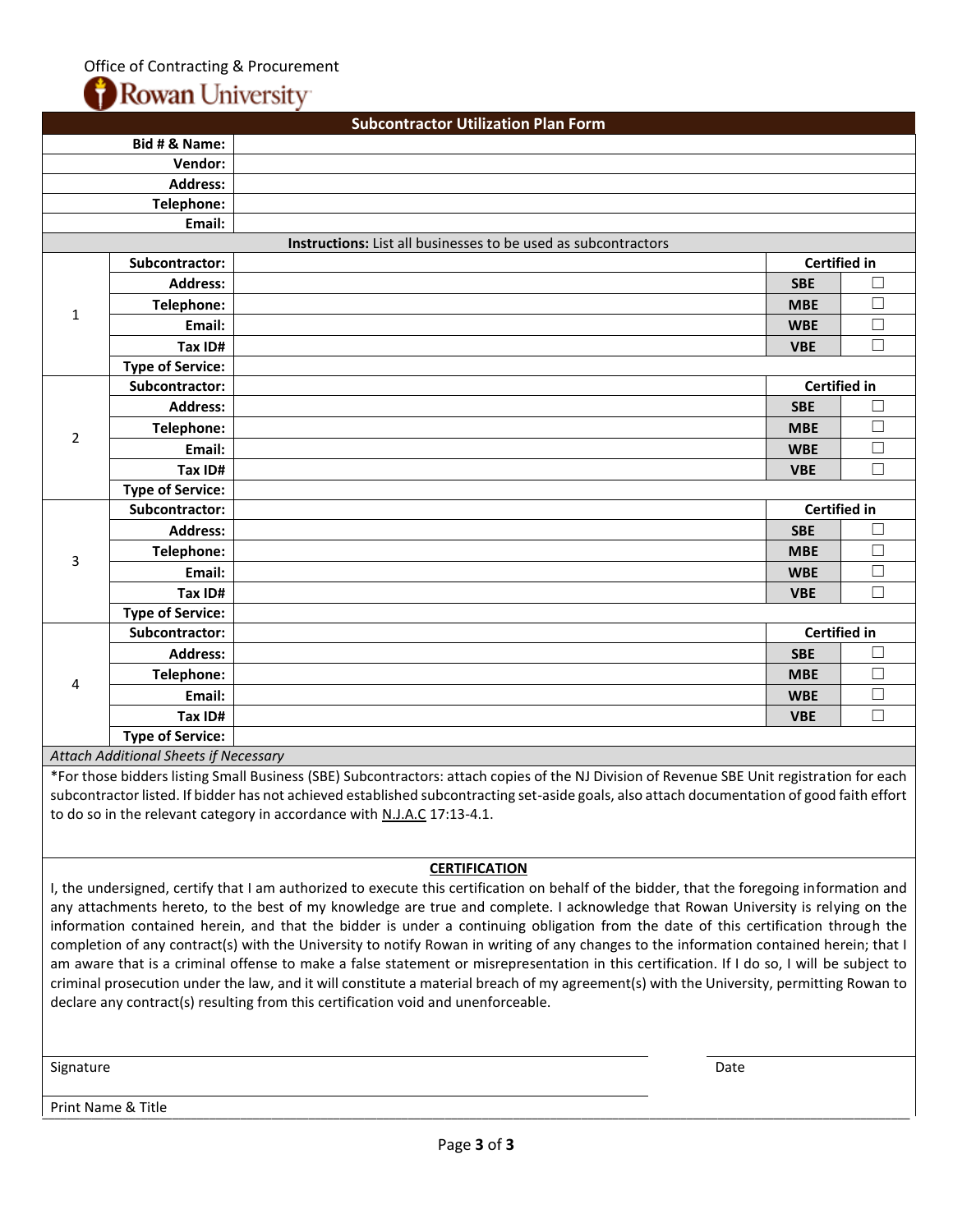Office of Contracting & Procurement

Rowan University

## Subcontractor Utilization Plan Form

| | |
|---|---|
| **Bid # & Name:** | |
| **Vendor:** | |
| **Address:** | |
| **Telephone:** | |
| **Email:** | |

**Instructions:** List all businesses to be used as subcontractors

| | | | | |
|---|---|---|---|---|
| 1 | **Subcontractor:** | | **Certified in** | |
| | **Address:** | | **SBE** | ☐ |
| | **Telephone:** | | **MBE** | ☐ |
| | **Email:** | | **WBE** | ☐ |
| | **Tax ID#** | | **VBE** | ☐ |
| | **Type of Service:** | | | |
| 2 | **Subcontractor:** | | **Certified in** | |
| | **Address:** | | **SBE** | ☐ |
| | **Telephone:** | | **MBE** | ☐ |
| | **Email:** | | **WBE** | ☐ |
| | **Tax ID#** | | **VBE** | ☐ |
| | **Type of Service:** | | | |
| 3 | **Subcontractor:** | | **Certified in** | |
| | **Address:** | | **SBE** | ☐ |
| | **Telephone:** | | **MBE** | ☐ |
| | **Email:** | | **WBE** | ☐ |
| | **Tax ID#** | | **VBE** | ☐ |
| | **Type of Service:** | | | |
| 4 | **Subcontractor:** | | **Certified in** | |
| | **Address:** | | **SBE** | ☐ |
| | **Telephone:** | | **MBE** | ☐ |
| | **Email:** | | **WBE** | ☐ |
| | **Tax ID#** | | **VBE** | ☐ |
| | **Type of Service:** | | | |

*Attach Additional Sheets if Necessary*

*For those bidders listing Small Business (SBE) Subcontractors: attach copies of the NJ Division of Revenue SBE Unit registration for each subcontractor listed. If bidder has not achieved established subcontracting set-aside goals, also attach documentation of good faith effort to do so in the relevant category in accordance with N.J.A.C 17:13-4.1.

### CERTIFICATION

I, the undersigned, certify that I am authorized to execute this certification on behalf of the bidder, that the foregoing information and any attachments hereto, to the best of my knowledge are true and complete. I acknowledge that Rowan University is relying on the information contained herein, and that the bidder is under a continuing obligation from the date of this certification through the completion of any contract(s) with the University to notify Rowan in writing of any changes to the information contained herein; that I am aware that is a criminal offense to make a false statement or misrepresentation in this certification. If I do so, I will be subject to criminal prosecution under the law, and it will constitute a material breach of my agreement(s) with the University, permitting Rowan to declare any contract(s) resulting from this certification void and unenforceable.

Signature ______________________________ Date ______________

Print Name & Title ______________________________